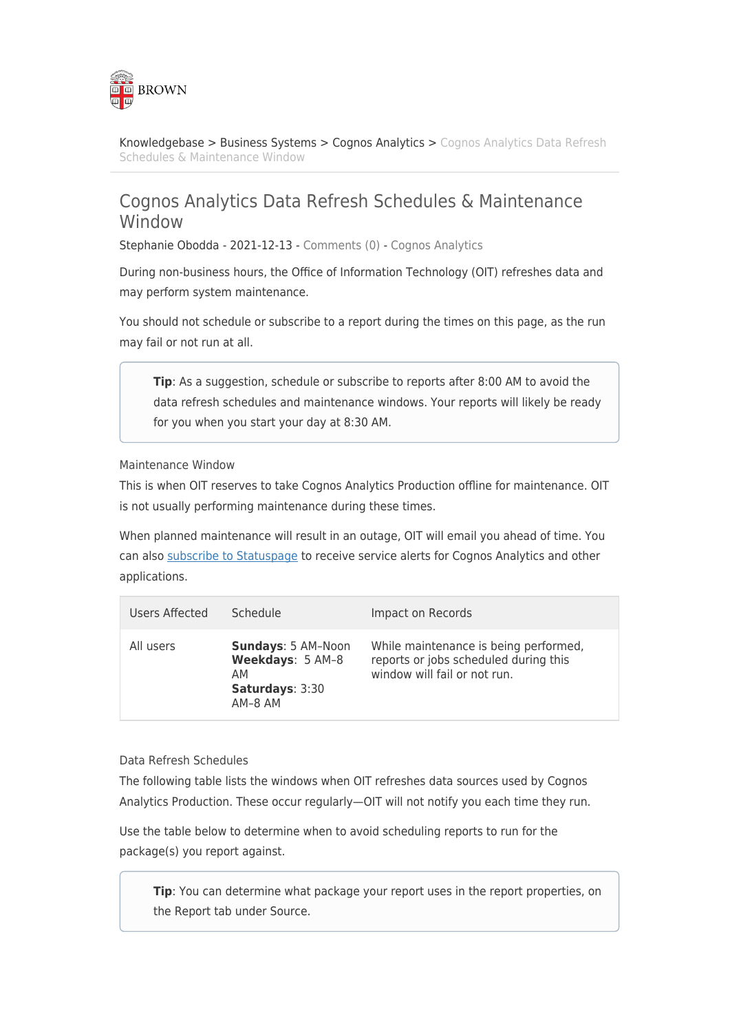BROWN

Knowledgebase > Business Systems > Cognos Analytics > Cognos Analytics Data Refresh Schedules & Maintenance Window

# Cognos Analytics Data Refresh Schedules & Maintenance Window

Stephanie Obodda - 2021-12-13 - Comments (0) - Cognos Analytics

During non-business hours, the Office of Information Technology (OIT) refreshes data and may perform system maintenance.

You should not schedule or subscribe to a report during the times on this page, as the run may fail or not run at all.

> **Tip**: As a suggestion, schedule or subscribe to reports after 8:00 AM to avoid the data refresh schedules and maintenance windows. Your reports will likely be ready for you when you start your day at 8:30 AM.

## Maintenance Window

This is when OIT reserves to take Cognos Analytics Production offline for maintenance. OIT is not usually performing maintenance during these times.

When planned maintenance will result in an outage, OIT will email you ahead of time. You can also subscribe to Statuspage to receive service alerts for Cognos Analytics and other applications.

| Users Affected | Schedule | Impact on Records |
| --- | --- | --- |
| All users | **Sundays**: 5 AM–Noon<br>**Weekdays**: 5 AM–8 AM<br>**Saturdays**: 3:30 AM–8 AM | While maintenance is being performed, reports or jobs scheduled during this window will fail or not run. |

## Data Refresh Schedules

The following table lists the windows when OIT refreshes data sources used by Cognos Analytics Production. These occur regularly—OIT will not notify you each time they run.

Use the table below to determine when to avoid scheduling reports to run for the package(s) you report against.

> **Tip**: You can determine what package your report uses in the report properties, on the Report tab under Source.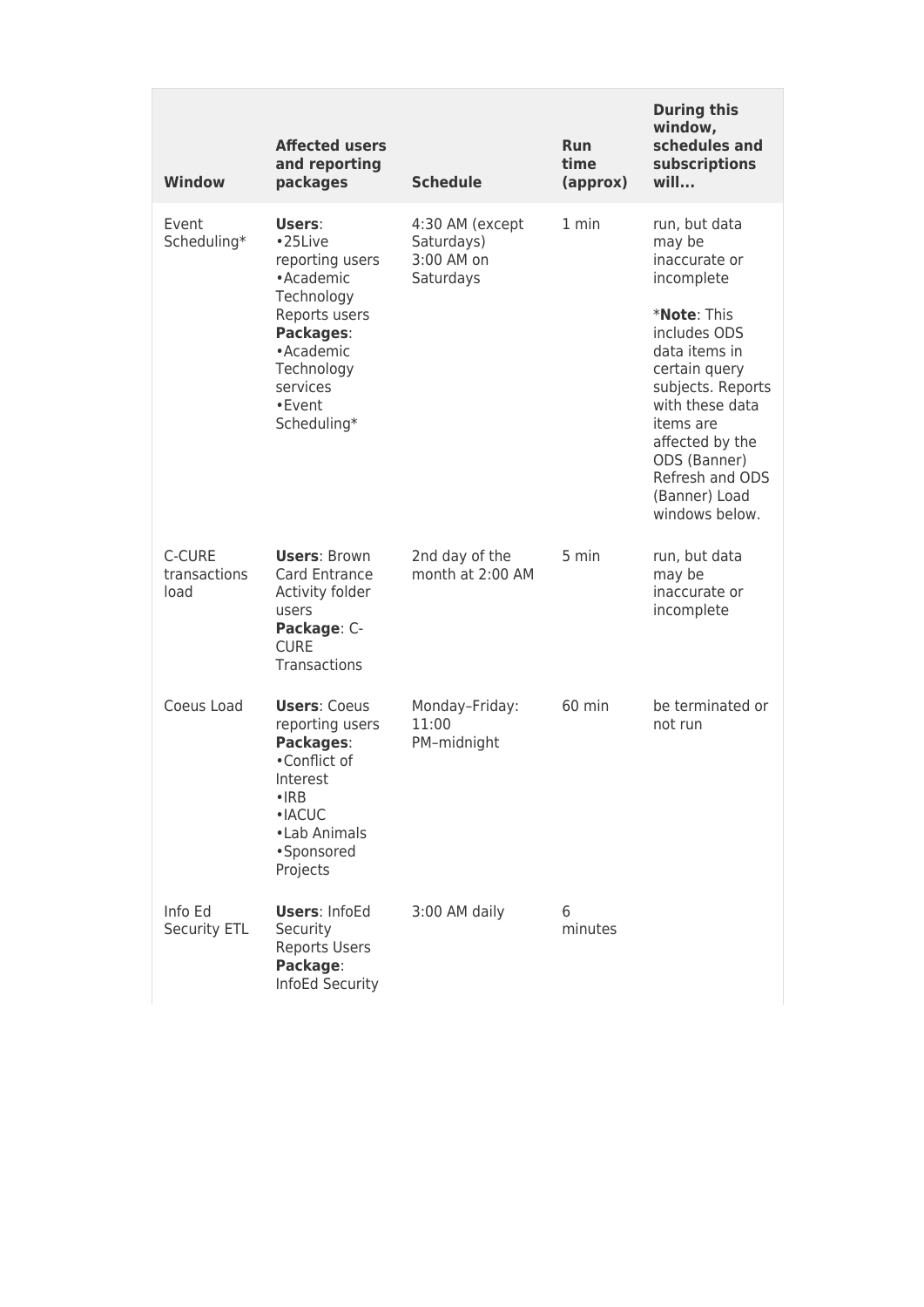| Window | Affected users and reporting packages | Schedule | Run time (approx) | During this window, schedules and subscriptions will... |
| --- | --- | --- | --- | --- |
| Event Scheduling* | **Users**: •25Live reporting users •Academic Technology Reports users **Packages**: •Academic Technology services •Event Scheduling* | 4:30 AM (except Saturdays) 3:00 AM on Saturdays | 1 min | run, but data may be inaccurate or incomplete<br><br>*__Note__: This includes ODS data items in certain query subjects. Reports with these data items are affected by the ODS (Banner) Refresh and ODS (Banner) Load windows below. |
| C-CURE transactions load | **Users**: Brown Card Entrance Activity folder users **Package**: C-CURE Transactions | 2nd day of the month at 2:00 AM | 5 min | run, but data may be inaccurate or incomplete |
| Coeus Load | **Users**: Coeus reporting users **Packages**: •Conflict of Interest •IRB •IACUC •Lab Animals •Sponsored Projects | Monday–Friday: 11:00 PM–midnight | 60 min | be terminated or not run |
| Info Ed Security ETL | **Users**: InfoEd Security Reports Users **Package**: InfoEd Security | 3:00 AM daily | 6 minutes | |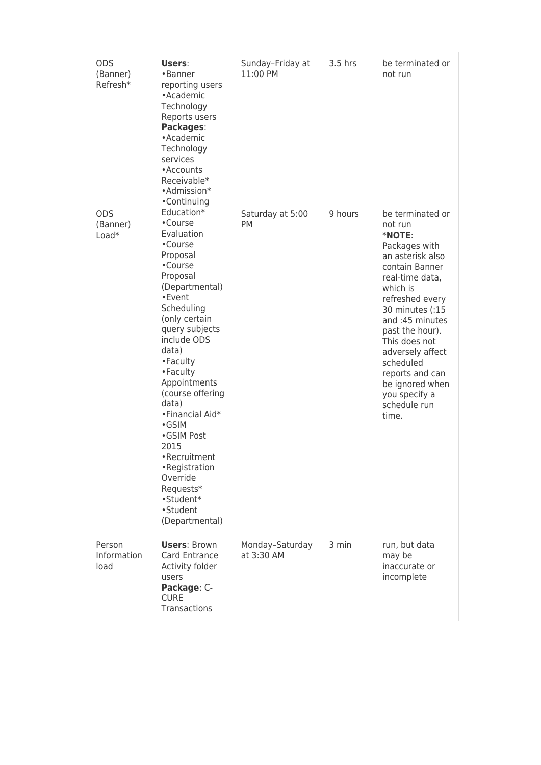| | | | | |
|---|---|---|---|---|
| ODS (Banner) Refresh* | **Users**:<br>•Banner reporting users<br>•Academic Technology Reports users<br>**Packages**:<br>•Academic Technology services<br>•Accounts Receivable*<br>•Admission*<br>•Continuing Education*<br>•Course Evaluation<br>•Course Proposal<br>•Course Proposal (Departmental)<br>•Event Scheduling (only certain query subjects include ODS data)<br>•Faculty<br>•Faculty Appointments (course offering data)<br>•Financial Aid*<br>•GSIM<br>•GSIM Post 2015<br>•Recruitment<br>•Registration Override Requests*<br>•Student*<br>•Student (Departmental) | Sunday–Friday at 11:00 PM | 3.5 hrs | be terminated or not run |
| ODS (Banner) Load* | | Saturday at 5:00 PM | 9 hours | be terminated or not run<br>***NOTE**: Packages with an asterisk also contain Banner real-time data, which is refreshed every 30 minutes (:15 and :45 minutes past the hour). This does not adversely affect scheduled reports and can be ignored when you specify a schedule run time. |
| Person Information load | **Users**: Brown Card Entrance Activity folder users<br>**Package**: C-CURE Transactions | Monday–Saturday at 3:30 AM | 3 min | run, but data may be inaccurate or incomplete |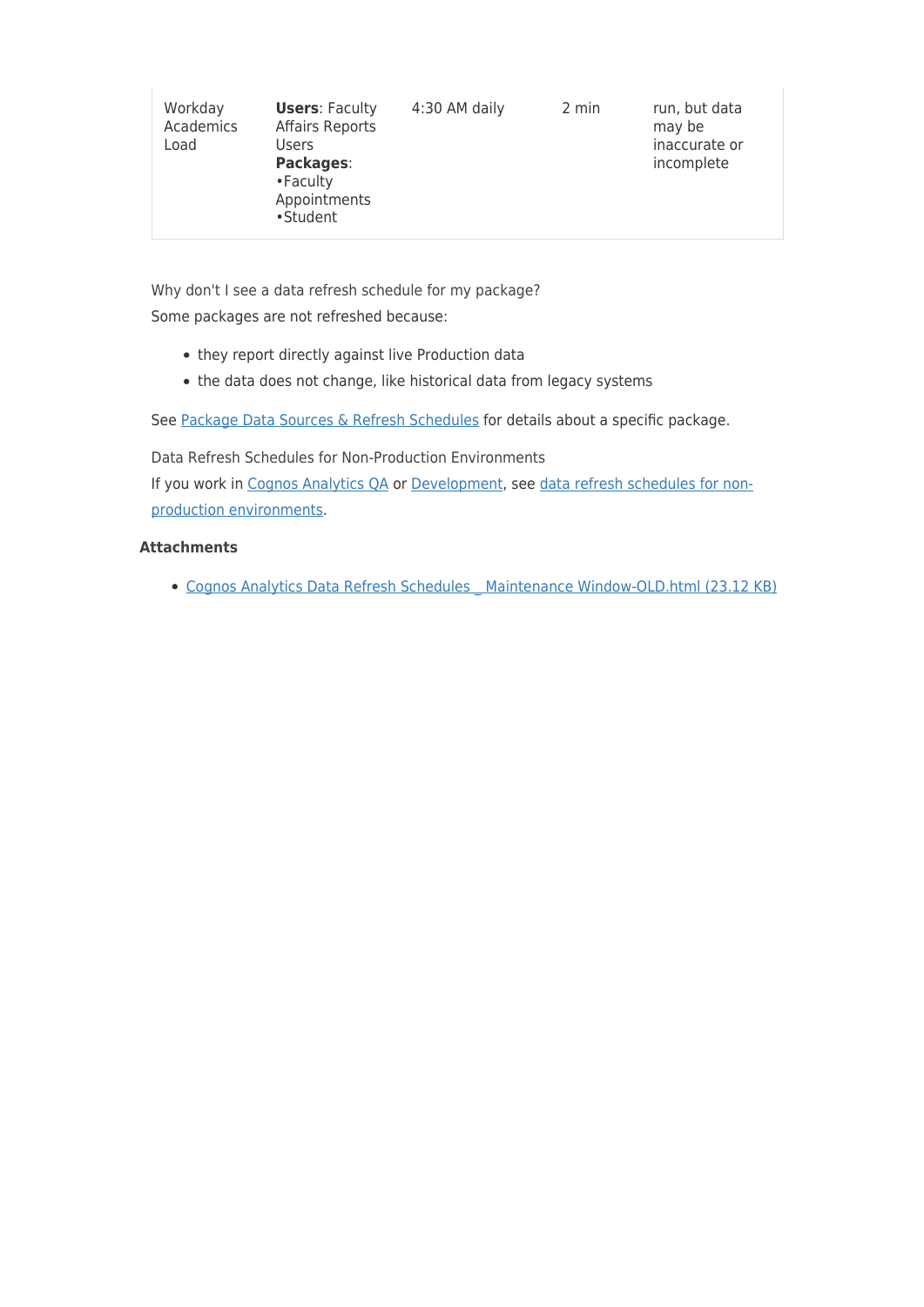| | | | | |
|---|---|---|---|---|
| Workday Academics Load | **Users**: Faculty Affairs Reports Users **Packages**: •Faculty Appointments •Student | 4:30 AM daily | 2 min | run, but data may be inaccurate or incomplete |

Why don't I see a data refresh schedule for my package?

Some packages are not refreshed because:

- they report directly against live Production data
- the data does not change, like historical data from legacy systems

See Package Data Sources & Refresh Schedules for details about a specific package.

Data Refresh Schedules for Non-Production Environments

If you work in Cognos Analytics QA or Development, see data refresh schedules for non-production environments.

**Attachments**

- Cognos Analytics Data Refresh Schedules _ Maintenance Window-OLD.html (23.12 KB)